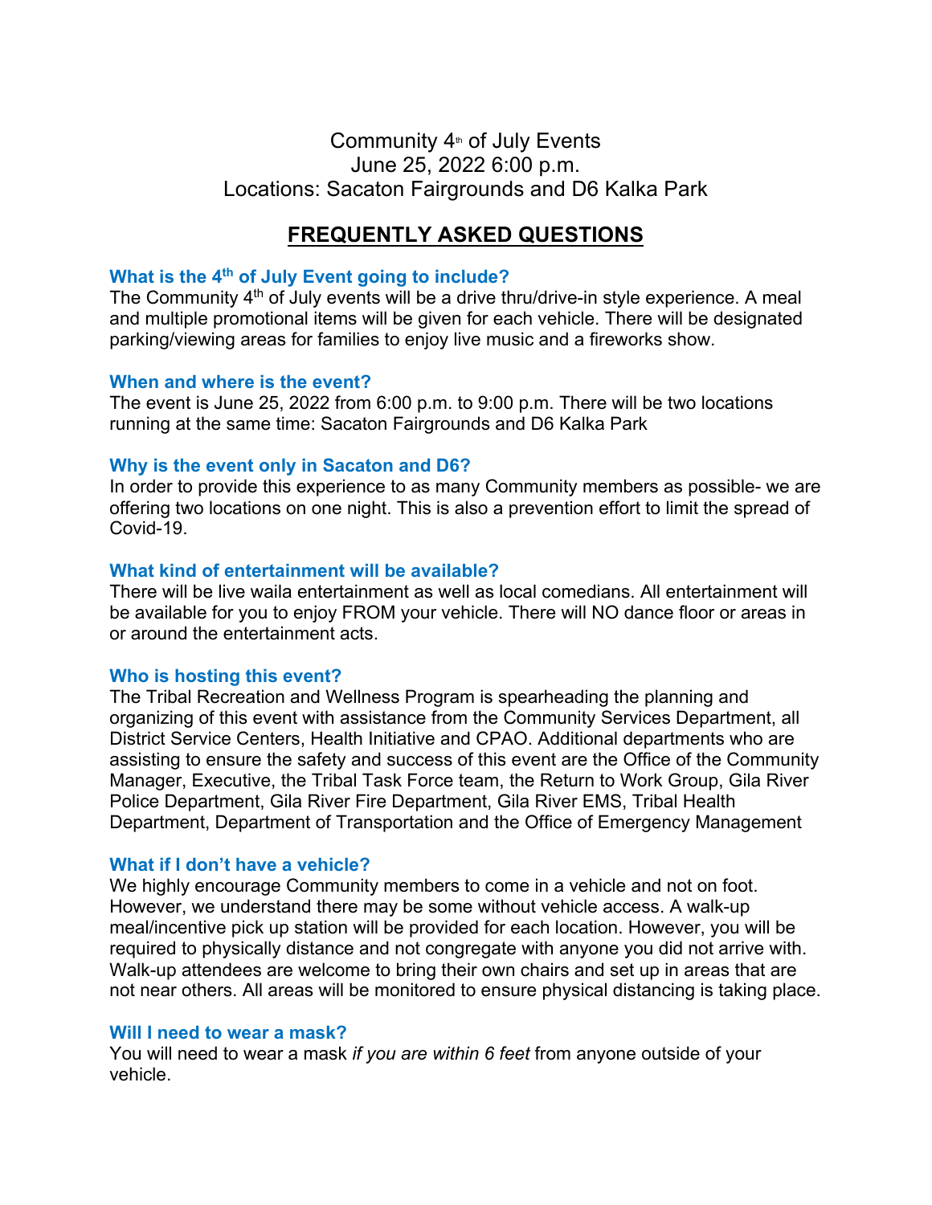Community 4th of July Events
June 25, 2022 6:00 p.m.
Locations: Sacaton Fairgrounds and D6 Kalka Park

# FREQUENTLY ASKED QUESTIONS

### What is the 4th of July Event going to include?

The Community 4th of July events will be a drive thru/drive-in style experience. A meal and multiple promotional items will be given for each vehicle. There will be designated parking/viewing areas for families to enjoy live music and a fireworks show.

### When and where is the event?

The event is June 25, 2022 from 6:00 p.m. to 9:00 p.m. There will be two locations running at the same time: Sacaton Fairgrounds and D6 Kalka Park

### Why is the event only in Sacaton and D6?

In order to provide this experience to as many Community members as possible- we are offering two locations on one night. This is also a prevention effort to limit the spread of Covid-19.

### What kind of entertainment will be available?

There will be live waila entertainment as well as local comedians. All entertainment will be available for you to enjoy FROM your vehicle. There will NO dance floor or areas in or around the entertainment acts.

### Who is hosting this event?

The Tribal Recreation and Wellness Program is spearheading the planning and organizing of this event with assistance from the Community Services Department, all District Service Centers, Health Initiative and CPAO. Additional departments who are assisting to ensure the safety and success of this event are the Office of the Community Manager, Executive, the Tribal Task Force team, the Return to Work Group, Gila River Police Department, Gila River Fire Department, Gila River EMS, Tribal Health Department, Department of Transportation and the Office of Emergency Management

### What if I don't have a vehicle?

We highly encourage Community members to come in a vehicle and not on foot. However, we understand there may be some without vehicle access. A walk-up meal/incentive pick up station will be provided for each location. However, you will be required to physically distance and not congregate with anyone you did not arrive with. Walk-up attendees are welcome to bring their own chairs and set up in areas that are not near others. All areas will be monitored to ensure physical distancing is taking place.

### Will I need to wear a mask?

You will need to wear a mask *if you are within 6 feet* from anyone outside of your vehicle.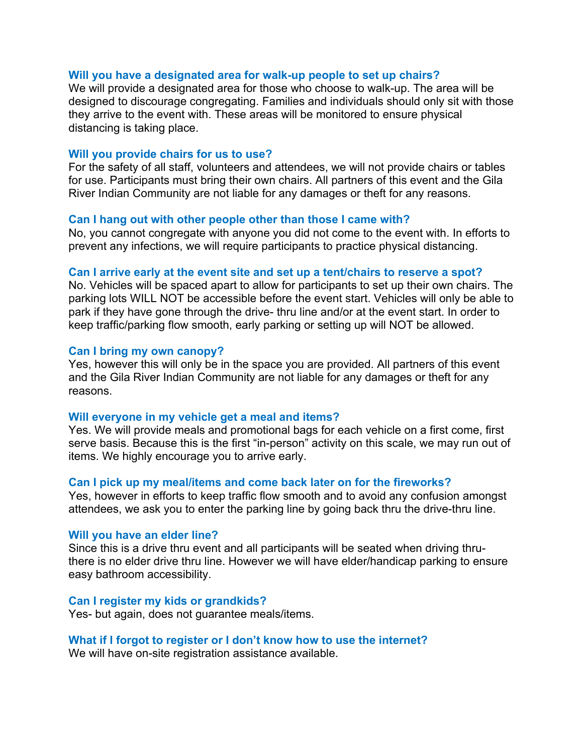### Will you have a designated area for walk-up people to set up chairs?

We will provide a designated area for those who choose to walk-up. The area will be designed to discourage congregating. Families and individuals should only sit with those they arrive to the event with. These areas will be monitored to ensure physical distancing is taking place.

### Will you provide chairs for us to use?

For the safety of all staff, volunteers and attendees, we will not provide chairs or tables for use. Participants must bring their own chairs. All partners of this event and the Gila River Indian Community are not liable for any damages or theft for any reasons.

### Can I hang out with other people other than those I came with?

No, you cannot congregate with anyone you did not come to the event with. In efforts to prevent any infections, we will require participants to practice physical distancing.

### Can I arrive early at the event site and set up a tent/chairs to reserve a spot?

No. Vehicles will be spaced apart to allow for participants to set up their own chairs. The parking lots WILL NOT be accessible before the event start. Vehicles will only be able to park if they have gone through the drive- thru line and/or at the event start. In order to keep traffic/parking flow smooth, early parking or setting up will NOT be allowed.

### Can I bring my own canopy?

Yes, however this will only be in the space you are provided. All partners of this event and the Gila River Indian Community are not liable for any damages or theft for any reasons.

### Will everyone in my vehicle get a meal and items?

Yes. We will provide meals and promotional bags for each vehicle on a first come, first serve basis. Because this is the first "in-person" activity on this scale, we may run out of items. We highly encourage you to arrive early.

### Can I pick up my meal/items and come back later on for the fireworks?

Yes, however in efforts to keep traffic flow smooth and to avoid any confusion amongst attendees, we ask you to enter the parking line by going back thru the drive-thru line.

### Will you have an elder line?

Since this is a drive thru event and all participants will be seated when driving thru- there is no elder drive thru line. However we will have elder/handicap parking to ensure easy bathroom accessibility.

### Can I register my kids or grandkids?

Yes- but again, does not guarantee meals/items.

### What if I forgot to register or I don't know how to use the internet?

We will have on-site registration assistance available.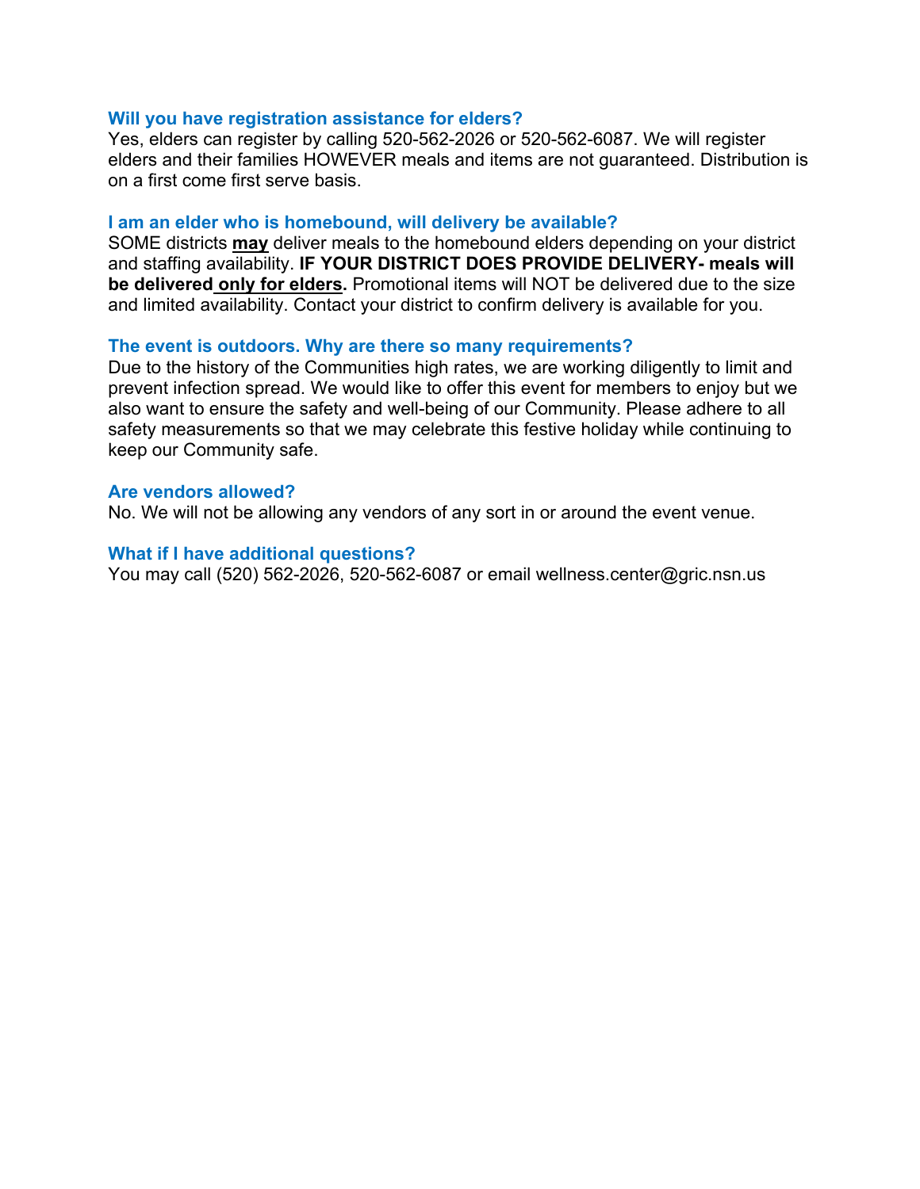### Will you have registration assistance for elders?

Yes, elders can register by calling 520-562-2026 or 520-562-6087. We will register elders and their families HOWEVER meals and items are not guaranteed. Distribution is on a first come first serve basis.

### I am an elder who is homebound, will delivery be available?

SOME districts **may** deliver meals to the homebound elders depending on your district and staffing availability. **IF YOUR DISTRICT DOES PROVIDE DELIVERY- meals will be delivered only for elders.** Promotional items will NOT be delivered due to the size and limited availability. Contact your district to confirm delivery is available for you.

### The event is outdoors. Why are there so many requirements?

Due to the history of the Communities high rates, we are working diligently to limit and prevent infection spread. We would like to offer this event for members to enjoy but we also want to ensure the safety and well-being of our Community. Please adhere to all safety measurements so that we may celebrate this festive holiday while continuing to keep our Community safe.

### Are vendors allowed?

No. We will not be allowing any vendors of any sort in or around the event venue.

### What if I have additional questions?

You may call (520) 562-2026, 520-562-6087 or email wellness.center@gric.nsn.us